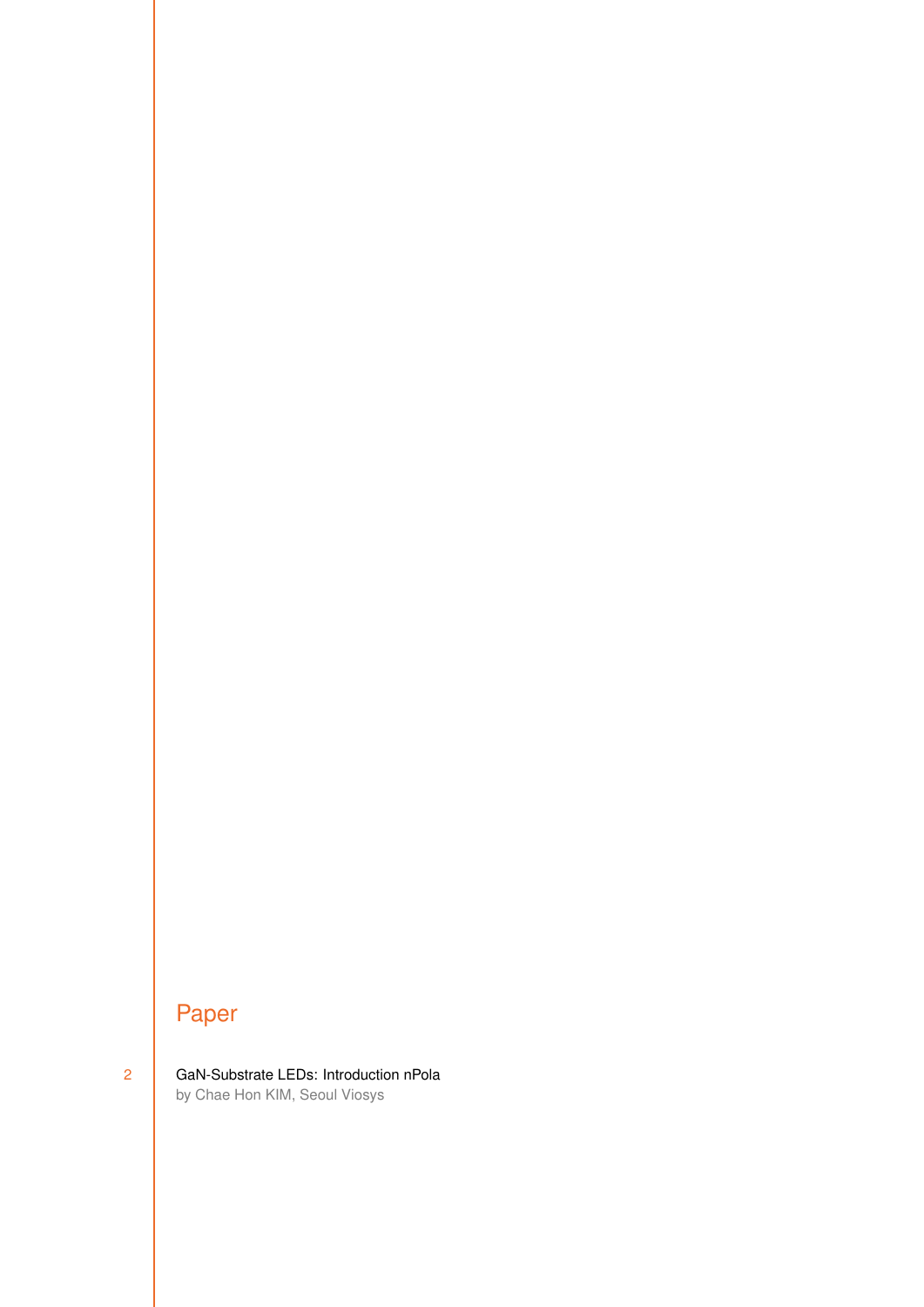# Paper

2 GaN-Substrate LEDs: Introduction nPola
by Chae Hon KIM, Seoul Viosys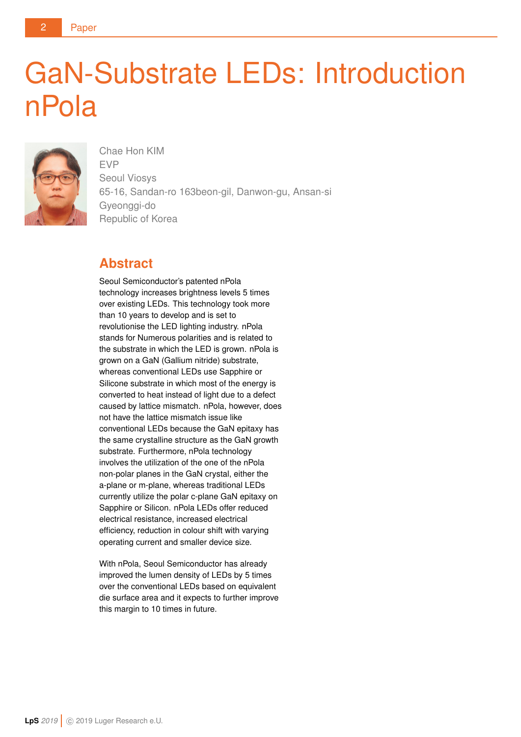# GaN-Substrate LEDs: Introduction nPola

Chae Hon KIM
EVP
Seoul Viosys
65-16, Sandan-ro 163beon-gil, Danwon-gu, Ansan-si
Gyeonggi-do
Republic of Korea

## Abstract

Seoul Semiconductor's patented nPola technology increases brightness levels 5 times over existing LEDs. This technology took more than 10 years to develop and is set to revolutionise the LED lighting industry. nPola stands for Numerous polarities and is related to the substrate in which the LED is grown. nPola is grown on a GaN (Gallium nitride) substrate, whereas conventional LEDs use Sapphire or Silicone substrate in which most of the energy is converted to heat instead of light due to a defect caused by lattice mismatch. nPola, however, does not have the lattice mismatch issue like conventional LEDs because the GaN epitaxy has the same crystalline structure as the GaN growth substrate. Furthermore, nPola technology involves the utilization of the one of the nPola non-polar planes in the GaN crystal, either the a-plane or m-plane, whereas traditional LEDs currently utilize the polar c-plane GaN epitaxy on Sapphire or Silicon. nPola LEDs offer reduced electrical resistance, increased electrical efficiency, reduction in colour shift with varying operating current and smaller device size.

With nPola, Seoul Semiconductor has already improved the lumen density of LEDs by 5 times over the conventional LEDs based on equivalent die surface area and it expects to further improve this margin to 10 times in future.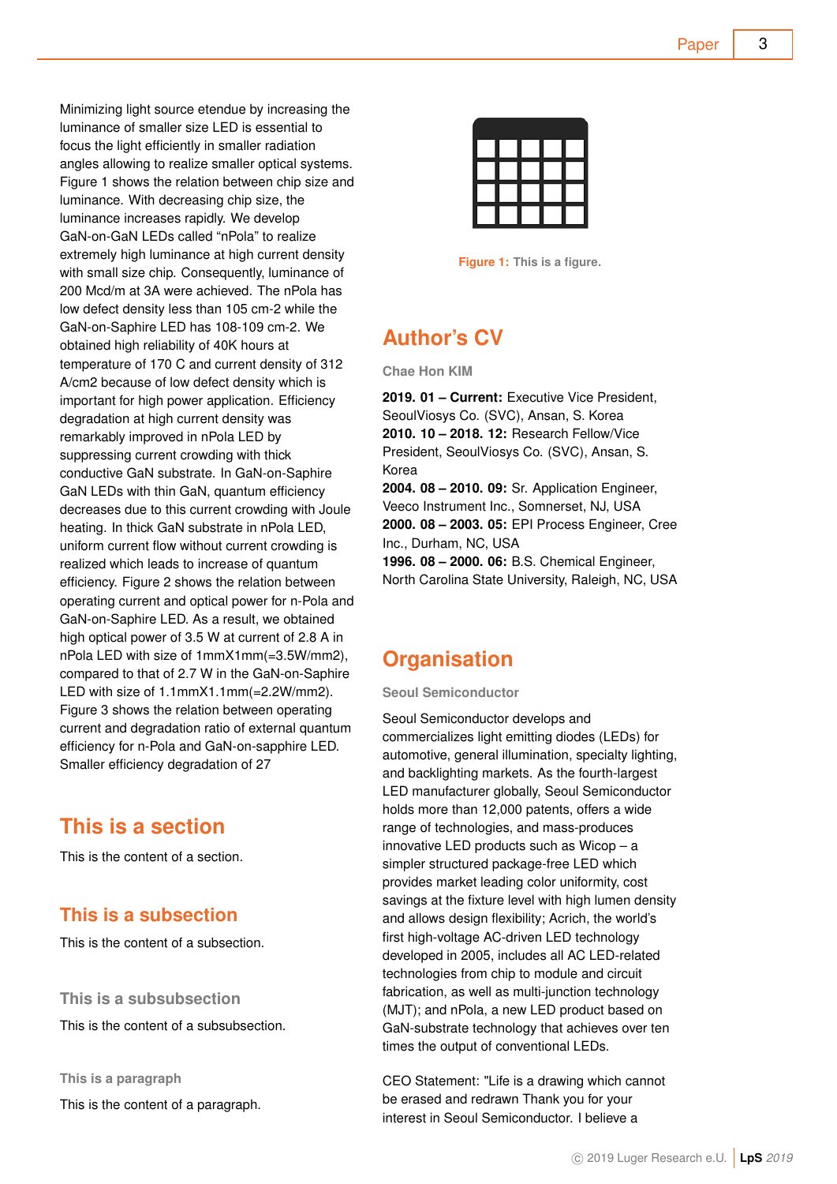Minimizing light source etendue by increasing the luminance of smaller size LED is essential to focus the light efficiently in smaller radiation angles allowing to realize smaller optical systems. Figure 1 shows the relation between chip size and luminance. With decreasing chip size, the luminance increases rapidly. We develop GaN-on-GaN LEDs called "nPola" to realize extremely high luminance at high current density with small size chip. Consequently, luminance of 200 Mcd/m at 3A were achieved. The nPola has low defect density less than 105 cm-2 while the GaN-on-Saphire LED has 108-109 cm-2. We obtained high reliability of 40K hours at temperature of 170 C and current density of 312 A/cm2 because of low defect density which is important for high power application. Efficiency degradation at high current density was remarkably improved in nPola LED by suppressing current crowding with thick conductive GaN substrate. In GaN-on-Saphire GaN LEDs with thin GaN, quantum efficiency decreases due to this current crowding with Joule heating. In thick GaN substrate in nPola LED, uniform current flow without current crowding is realized which leads to increase of quantum efficiency. Figure 2 shows the relation between operating current and optical power for n-Pola and GaN-on-Saphire LED. As a result, we obtained high optical power of 3.5 W at current of 2.8 A in nPola LED with size of 1mmX1mm(=3.5W/mm2), compared to that of 2.7 W in the GaN-on-Saphire LED with size of 1.1mmX1.1mm(=2.2W/mm2). Figure 3 shows the relation between operating current and degradation ratio of external quantum efficiency for n-Pola and GaN-on-sapphire LED. Smaller efficiency degradation of 27

Figure 1: This is a figure.

## This is a section

This is the content of a section.

### This is a subsection

This is the content of a subsection.

#### This is a subsubsection

This is the content of a subsubsection.

##### This is a paragraph

This is the content of a paragraph.

## Author's CV

**Chae Hon KIM**

**2019. 01 – Current:** Executive Vice President, SeoulViosys Co. (SVC), Ansan, S. Korea
**2010. 10 – 2018. 12:** Research Fellow/Vice President, SeoulViosys Co. (SVC), Ansan, S. Korea
**2004. 08 – 2010. 09:** Sr. Application Engineer, Veeco Instrument Inc., Somnerset, NJ, USA
**2000. 08 – 2003. 05:** EPI Process Engineer, Cree Inc., Durham, NC, USA
**1996. 08 – 2000. 06:** B.S. Chemical Engineer, North Carolina State University, Raleigh, NC, USA

## Organisation

**Seoul Semiconductor**

Seoul Semiconductor develops and commercializes light emitting diodes (LEDs) for automotive, general illumination, specialty lighting, and backlighting markets. As the fourth-largest LED manufacturer globally, Seoul Semiconductor holds more than 12,000 patents, offers a wide range of technologies, and mass-produces innovative LED products such as Wicop – a simpler structured package-free LED which provides market leading color uniformity, cost savings at the fixture level with high lumen density and allows design flexibility; Acrich, the world's first high-voltage AC-driven LED technology developed in 2005, includes all AC LED-related technologies from chip to module and circuit fabrication, as well as multi-junction technology (MJT); and nPola, a new LED product based on GaN-substrate technology that achieves over ten times the output of conventional LEDs.

CEO Statement: "Life is a drawing which cannot be erased and redrawn Thank you for your interest in Seoul Semiconductor. I believe a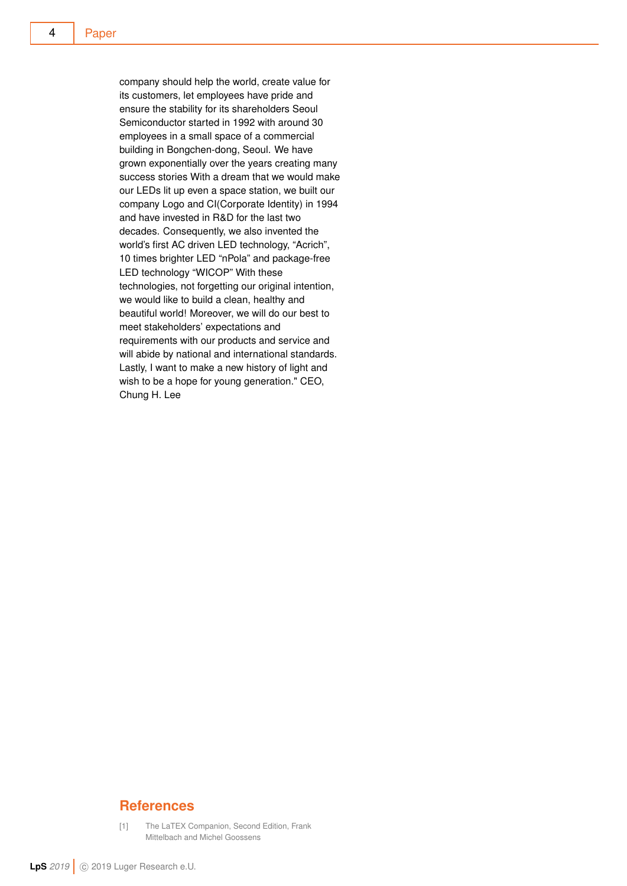company should help the world, create value for its customers, let employees have pride and ensure the stability for its shareholders Seoul Semiconductor started in 1992 with around 30 employees in a small space of a commercial building in Bongchen-dong, Seoul. We have grown exponentially over the years creating many success stories With a dream that we would make our LEDs lit up even a space station, we built our company Logo and CI(Corporate Identity) in 1994 and have invested in R&D for the last two decades. Consequently, we also invented the world's first AC driven LED technology, “Acrich”, 10 times brighter LED “nPola” and package-free LED technology “WICOP” With these technologies, not forgetting our original intention, we would like to build a clean, healthy and beautiful world! Moreover, we will do our best to meet stakeholders' expectations and requirements with our products and service and will abide by national and international standards. Lastly, I want to make a new history of light and wish to be a hope for young generation." CEO, Chung H. Lee

## References

[1] The LaTEX Companion, Second Edition, Frank Mittelbach and Michel Goossens